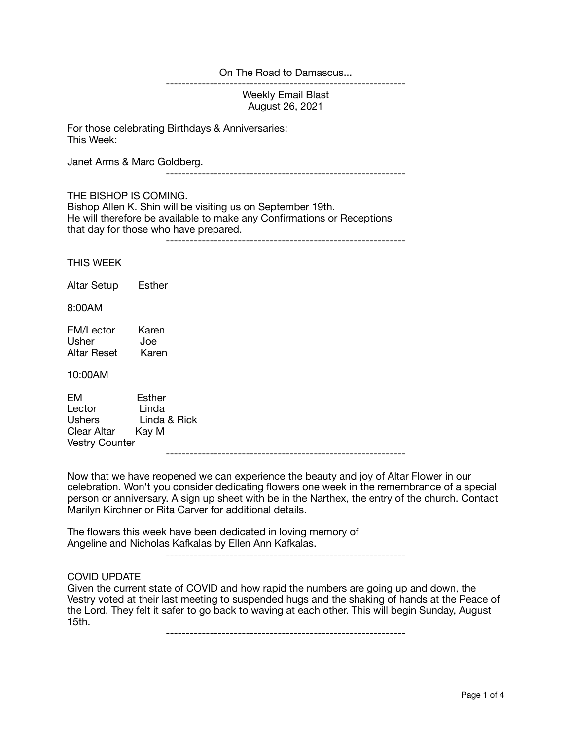On The Road to Damascus...

---

Weekly Email Blast
August 26, 2021

For those celebrating Birthdays & Anniversaries:
This Week:

Janet Arms & Marc Goldberg.

---

THE BISHOP IS COMING.
Bishop Allen K. Shin will be visiting us on September 19th.
He will therefore be available to make any Confirmations or Receptions that day for those who have prepared.

---

THIS WEEK

Altar Setup Esther

8:00AM

EM/Lector Karen
Usher Joe
Altar Reset Karen

10:00AM

EM Esther
Lector Linda
Ushers Linda & Rick
Clear Altar Kay M
Vestry Counter

---

Now that we have reopened we can experience the beauty and joy of Altar Flower in our celebration. Won't you consider dedicating flowers one week in the remembrance of a special person or anniversary. A sign up sheet with be in the Narthex, the entry of the church. Contact Marilyn Kirchner or Rita Carver for additional details.

The flowers this week have been dedicated in loving memory of Angeline and Nicholas Kafkalas by Ellen Ann Kafkalas.

---

COVID UPDATE
Given the current state of COVID and how rapid the numbers are going up and down, the Vestry voted at their last meeting to suspended hugs and the shaking of hands at the Peace of the Lord. They felt it safer to go back to waving at each other. This will begin Sunday, August 15th.

---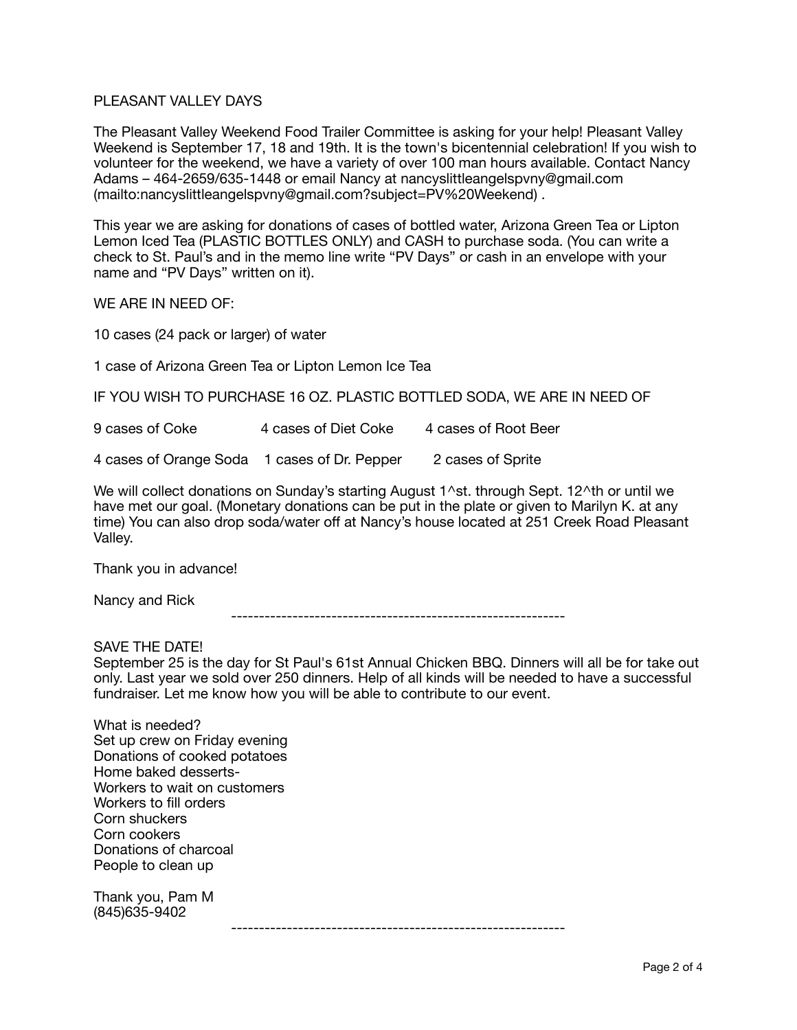## PLEASANT VALLEY DAYS

The Pleasant Valley Weekend Food Trailer Committee is asking for your help! Pleasant Valley Weekend is September 17, 18 and 19th. It is the town's bicentennial celebration! If you wish to volunteer for the weekend, we have a variety of over 100 man hours available. Contact Nancy Adams – 464-2659/635-1448 or email Nancy at nancyslittleangelspvny@gmail.com (mailto:nancyslittleangelspvny@gmail.com?subject=PV%20Weekend) .

This year we are asking for donations of cases of bottled water, Arizona Green Tea or Lipton Lemon Iced Tea (PLASTIC BOTTLES ONLY) and CASH to purchase soda. (You can write a check to St. Paul's and in the memo line write "PV Days" or cash in an envelope with your name and "PV Days" written on it).

WE ARE IN NEED OF:

10 cases (24 pack or larger) of water

1 case of Arizona Green Tea or Lipton Lemon Ice Tea

IF YOU WISH TO PURCHASE 16 OZ. PLASTIC BOTTLED SODA, WE ARE IN NEED OF

9 cases of Coke    4 cases of Diet Coke    4 cases of Root Beer

4 cases of Orange Soda    1 cases of Dr. Pepper    2 cases of Sprite

We will collect donations on Sunday's starting August 1^st. through Sept. 12^th or until we have met our goal. (Monetary donations can be put in the plate or given to Marilyn K. at any time) You can also drop soda/water off at Nancy's house located at 251 Creek Road Pleasant Valley.

Thank you in advance!

Nancy and Rick

---

SAVE THE DATE!
September 25 is the day for St Paul's 61st Annual Chicken BBQ. Dinners will all be for take out only. Last year we sold over 250 dinners. Help of all kinds will be needed to have a successful fundraiser. Let me know how you will be able to contribute to our event.

What is needed?
Set up crew on Friday evening
Donations of cooked potatoes
Home baked desserts-
Workers to wait on customers
Workers to fill orders
Corn shuckers
Corn cookers
Donations of charcoal
People to clean up

Thank you, Pam M
(845)635-9402

---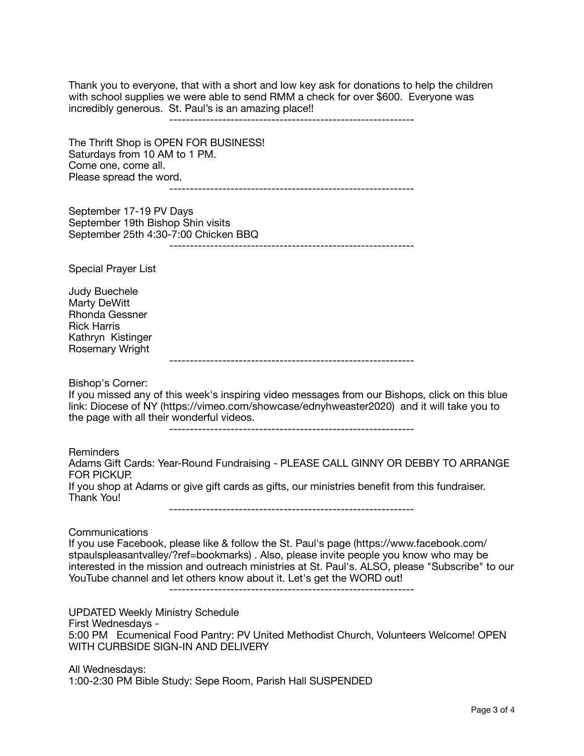Thank you to everyone, that with a short and low key ask for donations to help the children with school supplies we were able to send RMM a check for over $600. Everyone was incredibly generous. St. Paul's is an amazing place!!

------------------------------------------------------------

The Thrift Shop is OPEN FOR BUSINESS!
Saturdays from 10 AM to 1 PM.
Come one, come all.
Please spread the word.

------------------------------------------------------------

September 17-19 PV Days
September 19th Bishop Shin visits
September 25th 4:30-7:00 Chicken BBQ

------------------------------------------------------------

Special Prayer List

Judy Buechele
Marty DeWitt
Rhonda Gessner
Rick Harris
Kathryn Kistinger
Rosemary Wright

------------------------------------------------------------

Bishop's Corner:
If you missed any of this week's inspiring video messages from our Bishops, click on this blue link: Diocese of NY (https://vimeo.com/showcase/ednyhweaster2020) and it will take you to the page with all their wonderful videos.

------------------------------------------------------------

Reminders
Adams Gift Cards: Year-Round Fundraising - PLEASE CALL GINNY OR DEBBY TO ARRANGE FOR PICKUP.
If you shop at Adams or give gift cards as gifts, our ministries benefit from this fundraiser. Thank You!

------------------------------------------------------------

Communications
If you use Facebook, please like & follow the St. Paul's page (https://www.facebook.com/stpaulspleasantvalley/?ref=bookmarks) . Also, please invite people you know who may be interested in the mission and outreach ministries at St. Paul's. ALSO, please "Subscribe" to our YouTube channel and let others know about it. Let's get the WORD out!

------------------------------------------------------------

UPDATED Weekly Ministry Schedule
First Wednesdays -
5:00 PM Ecumenical Food Pantry: PV United Methodist Church, Volunteers Welcome! OPEN WITH CURBSIDE SIGN-IN AND DELIVERY

All Wednesdays:
1:00-2:30 PM Bible Study: Sepe Room, Parish Hall SUSPENDED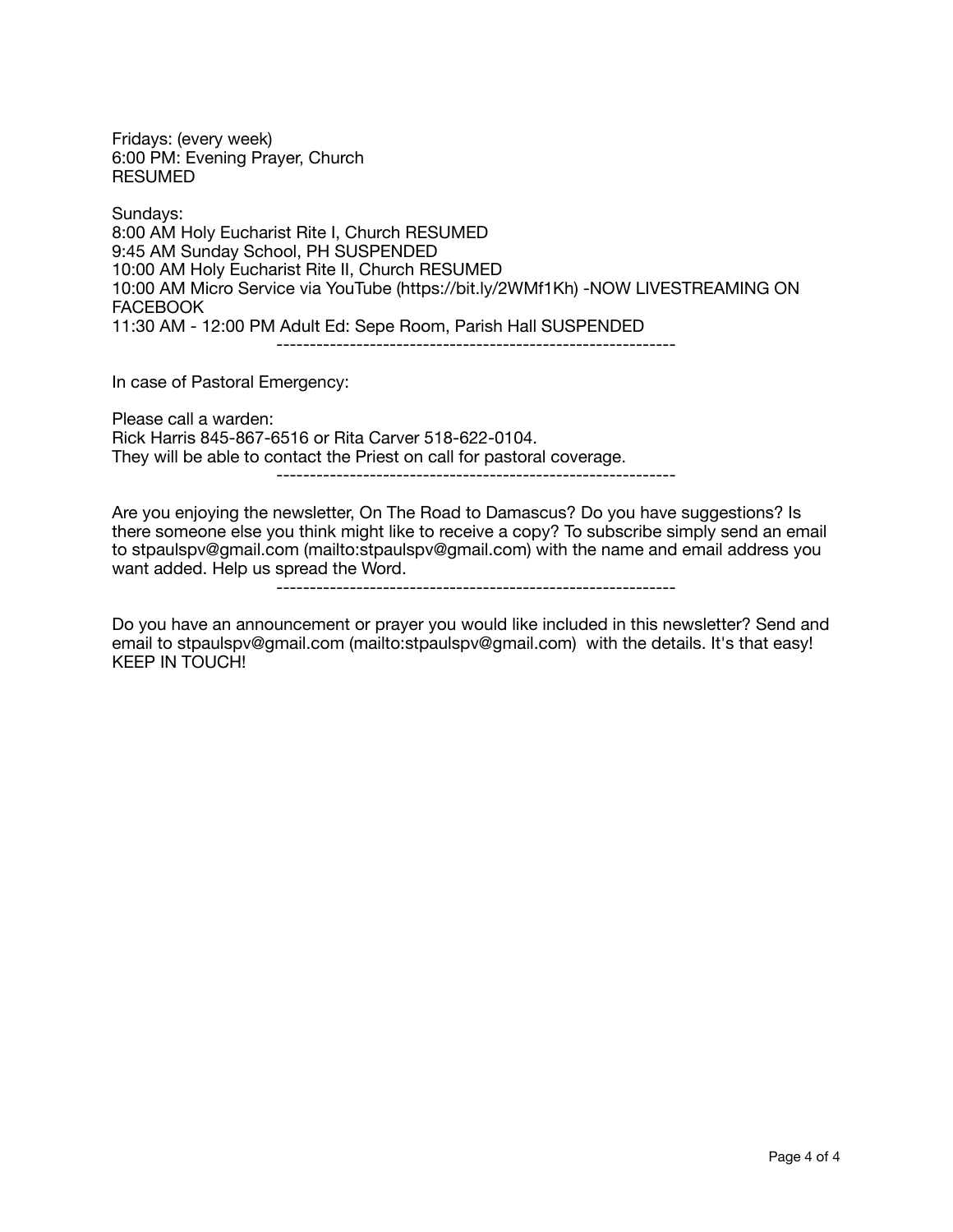Fridays: (every week)
6:00 PM: Evening Prayer, Church
RESUMED

Sundays:
8:00 AM Holy Eucharist Rite I, Church RESUMED
9:45 AM Sunday School, PH SUSPENDED
10:00 AM Holy Eucharist Rite II, Church RESUMED
10:00 AM Micro Service via YouTube (https://bit.ly/2WMf1Kh) -NOW LIVESTREAMING ON FACEBOOK
11:30 AM - 12:00 PM Adult Ed: Sepe Room, Parish Hall SUSPENDED

------------------------------------------------------------

In case of Pastoral Emergency:

Please call a warden:
Rick Harris 845-867-6516 or Rita Carver 518-622-0104.
They will be able to contact the Priest on call for pastoral coverage.

------------------------------------------------------------

Are you enjoying the newsletter, On The Road to Damascus? Do you have suggestions? Is there someone else you think might like to receive a copy? To subscribe simply send an email to stpaulspv@gmail.com (mailto:stpaulspv@gmail.com) with the name and email address you want added. Help us spread the Word.

------------------------------------------------------------

Do you have an announcement or prayer you would like included in this newsletter? Send and email to stpaulspv@gmail.com (mailto:stpaulspv@gmail.com) with the details. It's that easy!
KEEP IN TOUCH!